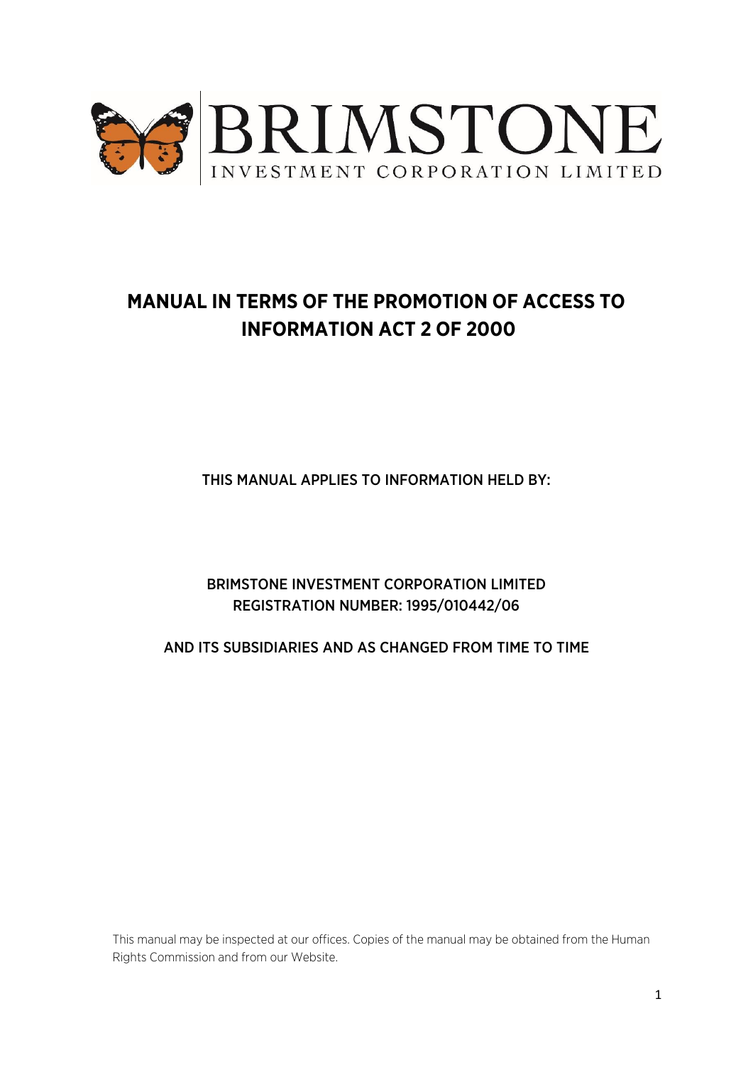BRIMSTONE
INVESTMENT CORPORATION LIMITED

# MANUAL IN TERMS OF THE PROMOTION OF ACCESS TO INFORMATION ACT 2 OF 2000

THIS MANUAL APPLIES TO INFORMATION HELD BY:

BRIMSTONE INVESTMENT CORPORATION LIMITED
REGISTRATION NUMBER: 1995/010442/06

AND ITS SUBSIDIARIES AND AS CHANGED FROM TIME TO TIME

This manual may be inspected at our offices. Copies of the manual may be obtained from the Human Rights Commission and from our Website.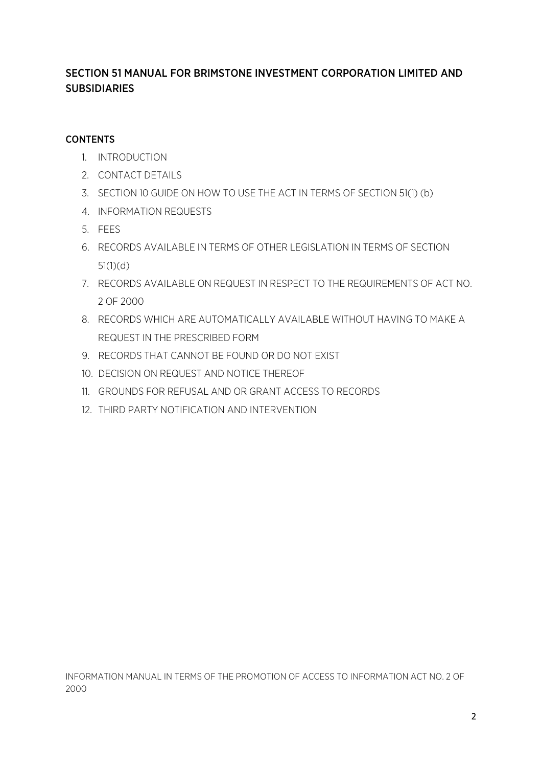## SECTION 51 MANUAL FOR BRIMSTONE INVESTMENT CORPORATION LIMITED AND SUBSIDIARIES

### CONTENTS

1. INTRODUCTION
2. CONTACT DETAILS
3. SECTION 10 GUIDE ON HOW TO USE THE ACT IN TERMS OF SECTION 51(1) (b)
4. INFORMATION REQUESTS
5. FEES
6. RECORDS AVAILABLE IN TERMS OF OTHER LEGISLATION IN TERMS OF SECTION 51(1)(d)
7. RECORDS AVAILABLE ON REQUEST IN RESPECT TO THE REQUIREMENTS OF ACT NO. 2 OF 2000
8. RECORDS WHICH ARE AUTOMATICALLY AVAILABLE WITHOUT HAVING TO MAKE A REQUEST IN THE PRESCRIBED FORM
9. RECORDS THAT CANNOT BE FOUND OR DO NOT EXIST
10. DECISION ON REQUEST AND NOTICE THEREOF
11. GROUNDS FOR REFUSAL AND OR GRANT ACCESS TO RECORDS
12. THIRD PARTY NOTIFICATION AND INTERVENTION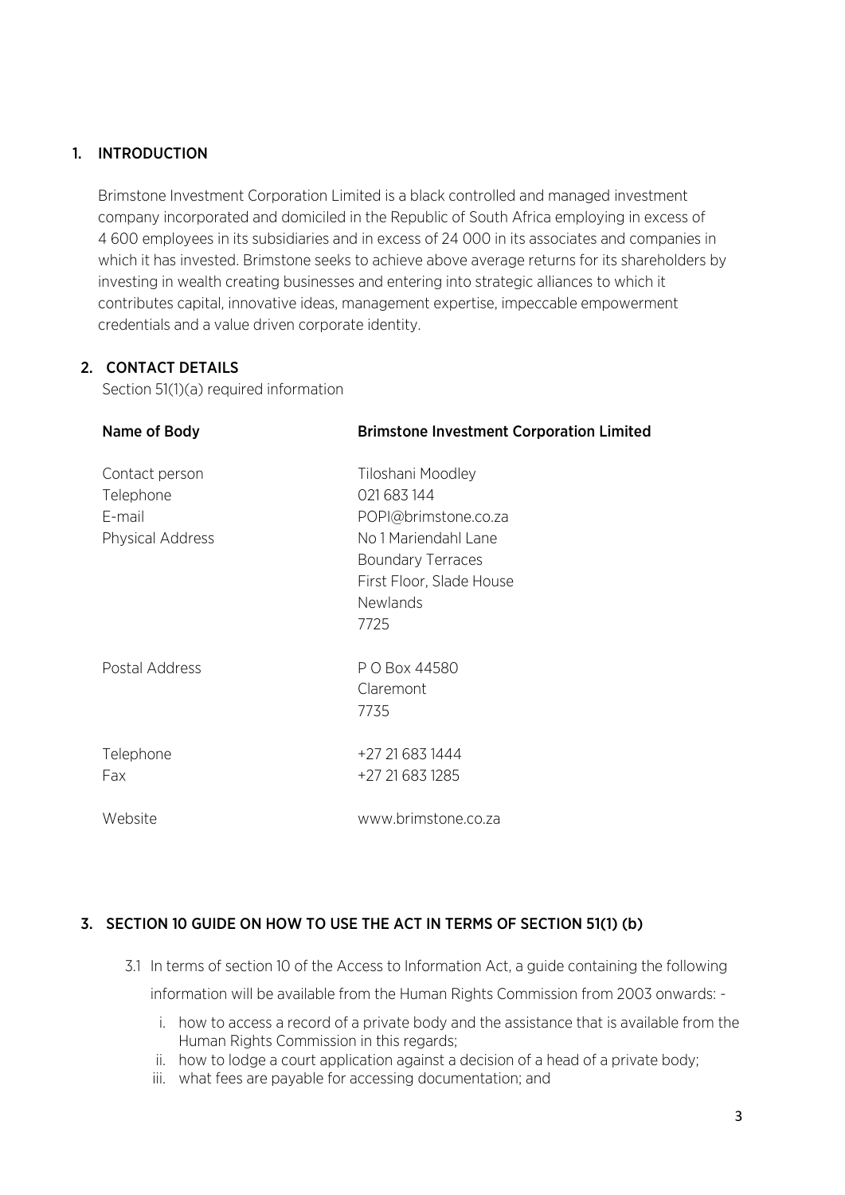## 1. INTRODUCTION

Brimstone Investment Corporation Limited is a black controlled and managed investment company incorporated and domiciled in the Republic of South Africa employing in excess of 4 600 employees in its subsidiaries and in excess of 24 000 in its associates and companies in which it has invested. Brimstone seeks to achieve above average returns for its shareholders by investing in wealth creating businesses and entering into strategic alliances to which it contributes capital, innovative ideas, management expertise, impeccable empowerment credentials and a value driven corporate identity.

## 2. CONTACT DETAILS

Section 51(1)(a) required information

| Name of Body | Brimstone Investment Corporation Limited |
|---|---|
| Contact person | Tiloshani Moodley |
| Telephone | 021 683 144 |
| E-mail | POPI@brimstone.co.za |
| Physical Address | No 1 Mariendahl Lane<br>Boundary Terraces<br>First Floor, Slade House<br>Newlands<br>7725 |
| Postal Address | P O Box 44580<br>Claremont<br>7735 |
| Telephone | +27 21 683 1444 |
| Fax | +27 21 683 1285 |
| Website | www.brimstone.co.za |

## 3. SECTION 10 GUIDE ON HOW TO USE THE ACT IN TERMS OF SECTION 51(1) (b)

3.1 In terms of section 10 of the Access to Information Act, a guide containing the following information will be available from the Human Rights Commission from 2003 onwards: -

i. how to access a record of a private body and the assistance that is available from the Human Rights Commission in this regards;
ii. how to lodge a court application against a decision of a head of a private body;
iii. what fees are payable for accessing documentation; and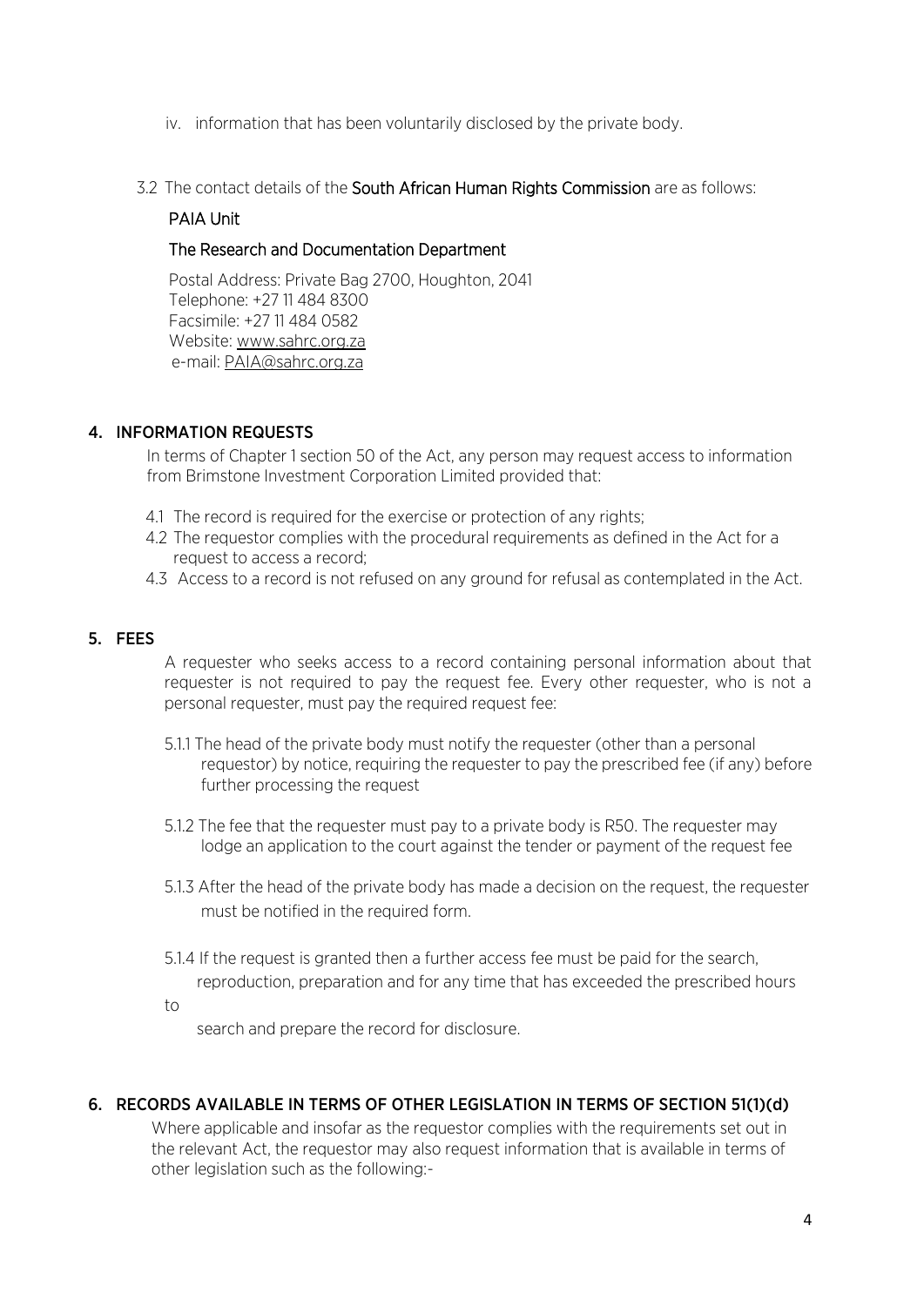iv. information that has been voluntarily disclosed by the private body.

3.2 The contact details of the **South African Human Rights Commission** are as follows:

**PAIA Unit**

**The Research and Documentation Department**

Postal Address: Private Bag 2700, Houghton, 2041
Telephone: +27 11 484 8300
Facsimile: +27 11 484 0582
Website: www.sahrc.org.za
e-mail: PAIA@sahrc.org.za

## 4. INFORMATION REQUESTS

In terms of Chapter 1 section 50 of the Act, any person may request access to information from Brimstone Investment Corporation Limited provided that:

4.1 The record is required for the exercise or protection of any rights;
4.2 The requestor complies with the procedural requirements as defined in the Act for a request to access a record;
4.3 Access to a record is not refused on any ground for refusal as contemplated in the Act.

## 5. FEES

A requester who seeks access to a record containing personal information about that requester is not required to pay the request fee. Every other requester, who is not a personal requester, must pay the required request fee:

5.1.1 The head of the private body must notify the requester (other than a personal requestor) by notice, requiring the requester to pay the prescribed fee (if any) before further processing the request

5.1.2 The fee that the requester must pay to a private body is R50. The requester may lodge an application to the court against the tender or payment of the request fee

5.1.3 After the head of the private body has made a decision on the request, the requester must be notified in the required form.

5.1.4 If the request is granted then a further access fee must be paid for the search, reproduction, preparation and for any time that has exceeded the prescribed hours to search and prepare the record for disclosure.

## 6. RECORDS AVAILABLE IN TERMS OF OTHER LEGISLATION IN TERMS OF SECTION 51(1)(d)

Where applicable and insofar as the requestor complies with the requirements set out in the relevant Act, the requestor may also request information that is available in terms of other legislation such as the following:-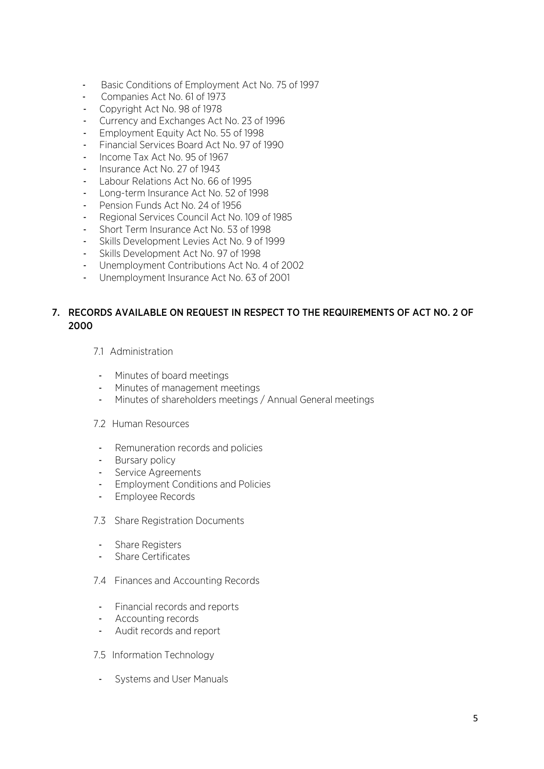- Basic Conditions of Employment Act No. 75 of 1997
- Companies Act No. 61 of 1973
- Copyright Act No. 98 of 1978
- Currency and Exchanges Act No. 23 of 1996
- Employment Equity Act No. 55 of 1998
- Financial Services Board Act No. 97 of 1990
- Income Tax Act No. 95 of 1967
- Insurance Act No. 27 of 1943
- Labour Relations Act No. 66 of 1995
- Long-term Insurance Act No. 52 of 1998
- Pension Funds Act No. 24 of 1956
- Regional Services Council Act No. 109 of 1985
- Short Term Insurance Act No. 53 of 1998
- Skills Development Levies Act No. 9 of 1999
- Skills Development Act No. 97 of 1998
- Unemployment Contributions Act No. 4 of 2002
- Unemployment Insurance Act No. 63 of 2001

## 7. RECORDS AVAILABLE ON REQUEST IN RESPECT TO THE REQUIREMENTS OF ACT NO. 2 OF 2000

7.1 Administration

- Minutes of board meetings
- Minutes of management meetings
- Minutes of shareholders meetings / Annual General meetings

7.2 Human Resources

- Remuneration records and policies
- Bursary policy
- Service Agreements
- Employment Conditions and Policies
- Employee Records

7.3 Share Registration Documents

- Share Registers
- Share Certificates

7.4 Finances and Accounting Records

- Financial records and reports
- Accounting records
- Audit records and report

7.5 Information Technology

- Systems and User Manuals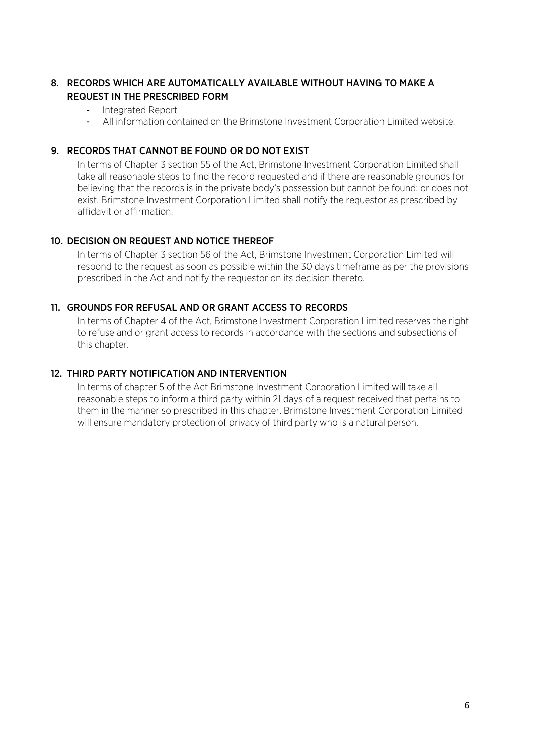## 8. RECORDS WHICH ARE AUTOMATICALLY AVAILABLE WITHOUT HAVING TO MAKE A REQUEST IN THE PRESCRIBED FORM

- Integrated Report
- All information contained on the Brimstone Investment Corporation Limited website.

## 9. RECORDS THAT CANNOT BE FOUND OR DO NOT EXIST

In terms of Chapter 3 section 55 of the Act, Brimstone Investment Corporation Limited shall take all reasonable steps to find the record requested and if there are reasonable grounds for believing that the records is in the private body's possession but cannot be found; or does not exist, Brimstone Investment Corporation Limited shall notify the requestor as prescribed by affidavit or affirmation.

## 10. DECISION ON REQUEST AND NOTICE THEREOF

In terms of Chapter 3 section 56 of the Act, Brimstone Investment Corporation Limited will respond to the request as soon as possible within the 30 days timeframe as per the provisions prescribed in the Act and notify the requestor on its decision thereto.

## 11. GROUNDS FOR REFUSAL AND OR GRANT ACCESS TO RECORDS

In terms of Chapter 4 of the Act, Brimstone Investment Corporation Limited reserves the right to refuse and or grant access to records in accordance with the sections and subsections of this chapter.

## 12. THIRD PARTY NOTIFICATION AND INTERVENTION

In terms of chapter 5 of the Act Brimstone Investment Corporation Limited will take all reasonable steps to inform a third party within 21 days of a request received that pertains to them in the manner so prescribed in this chapter. Brimstone Investment Corporation Limited will ensure mandatory protection of privacy of third party who is a natural person.